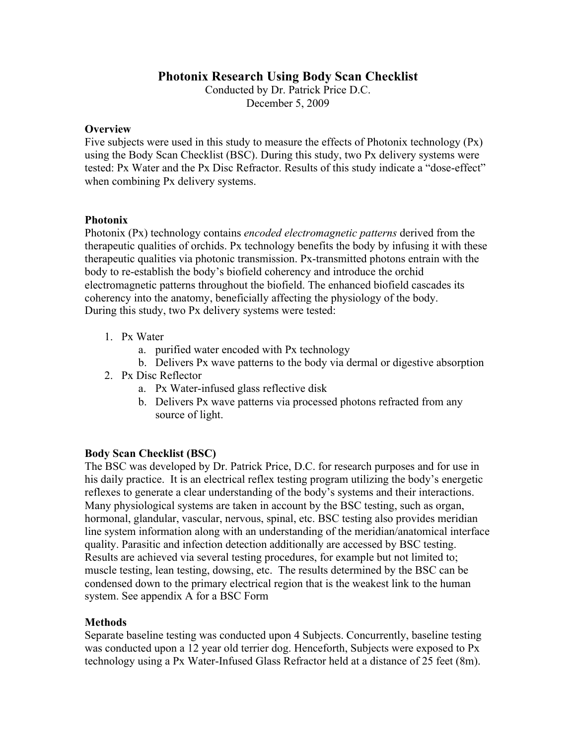# Photonix Research Using Body Scan Checklist

Conducted by Dr. Patrick Price D.C.
December 5, 2009

### Overview

Five subjects were used in this study to measure the effects of Photonix technology (Px) using the Body Scan Checklist (BSC). During this study, two Px delivery systems were tested: Px Water and the Px Disc Refractor. Results of this study indicate a "dose-effect" when combining Px delivery systems.

### Photonix

Photonix (Px) technology contains *encoded electromagnetic patterns* derived from the therapeutic qualities of orchids. Px technology benefits the body by infusing it with these therapeutic qualities via photonic transmission. Px-transmitted photons entrain with the body to re-establish the body's biofield coherency and introduce the orchid electromagnetic patterns throughout the biofield. The enhanced biofield cascades its coherency into the anatomy, beneficially affecting the physiology of the body.
During this study, two Px delivery systems were tested:

1. Px Water
    a. purified water encoded with Px technology
    b. Delivers Px wave patterns to the body via dermal or digestive absorption
2. Px Disc Reflector
    a. Px Water-infused glass reflective disk
    b. Delivers Px wave patterns via processed photons refracted from any source of light.

### Body Scan Checklist (BSC)

The BSC was developed by Dr. Patrick Price, D.C. for research purposes and for use in his daily practice. It is an electrical reflex testing program utilizing the body's energetic reflexes to generate a clear understanding of the body's systems and their interactions. Many physiological systems are taken in account by the BSC testing, such as organ, hormonal, glandular, vascular, nervous, spinal, etc. BSC testing also provides meridian line system information along with an understanding of the meridian/anatomical interface quality. Parasitic and infection detection additionally are accessed by BSC testing. Results are achieved via several testing procedures, for example but not limited to; muscle testing, lean testing, dowsing, etc. The results determined by the BSC can be condensed down to the primary electrical region that is the weakest link to the human system. See appendix A for a BSC Form

### Methods

Separate baseline testing was conducted upon 4 Subjects. Concurrently, baseline testing was conducted upon a 12 year old terrier dog. Henceforth, Subjects were exposed to Px technology using a Px Water-Infused Glass Refractor held at a distance of 25 feet (8m).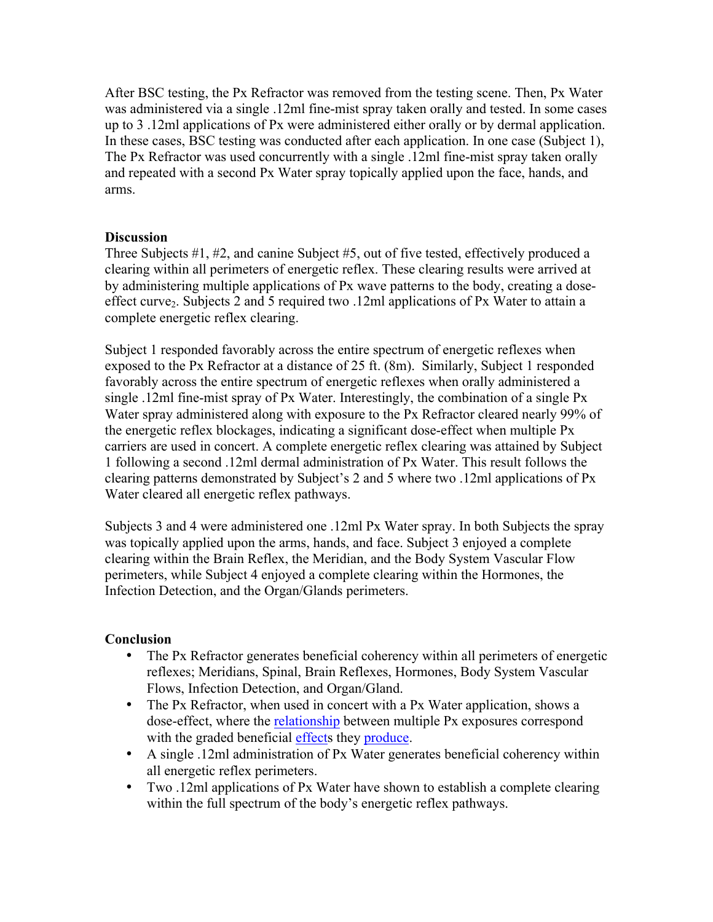After BSC testing, the Px Refractor was removed from the testing scene. Then, Px Water was administered via a single .12ml fine-mist spray taken orally and tested. In some cases up to 3 .12ml applications of Px were administered either orally or by dermal application. In these cases, BSC testing was conducted after each application. In one case (Subject 1), The Px Refractor was used concurrently with a single .12ml fine-mist spray taken orally and repeated with a second Px Water spray topically applied upon the face, hands, and arms.

**Discussion**

Three Subjects #1, #2, and canine Subject #5, out of five tested, effectively produced a clearing within all perimeters of energetic reflex. These clearing results were arrived at by administering multiple applications of Px wave patterns to the body, creating a dose-effect curve[2]. Subjects 2 and 5 required two .12ml applications of Px Water to attain a complete energetic reflex clearing.

Subject 1 responded favorably across the entire spectrum of energetic reflexes when exposed to the Px Refractor at a distance of 25 ft. (8m). Similarly, Subject 1 responded favorably across the entire spectrum of energetic reflexes when orally administered a single .12ml fine-mist spray of Px Water. Interestingly, the combination of a single Px Water spray administered along with exposure to the Px Refractor cleared nearly 99% of the energetic reflex blockages, indicating a significant dose-effect when multiple Px carriers are used in concert. A complete energetic reflex clearing was attained by Subject 1 following a second .12ml dermal administration of Px Water. This result follows the clearing patterns demonstrated by Subject's 2 and 5 where two .12ml applications of Px Water cleared all energetic reflex pathways.

Subjects 3 and 4 were administered one .12ml Px Water spray. In both Subjects the spray was topically applied upon the arms, hands, and face. Subject 3 enjoyed a complete clearing within the Brain Reflex, the Meridian, and the Body System Vascular Flow perimeters, while Subject 4 enjoyed a complete clearing within the Hormones, the Infection Detection, and the Organ/Glands perimeters.

**Conclusion**

- The Px Refractor generates beneficial coherency within all perimeters of energetic reflexes; Meridians, Spinal, Brain Reflexes, Hormones, Body System Vascular Flows, Infection Detection, and Organ/Gland.
- The Px Refractor, when used in concert with a Px Water application, shows a dose-effect, where the relationship between multiple Px exposures correspond with the graded beneficial effects they produce.
- A single .12ml administration of Px Water generates beneficial coherency within all energetic reflex perimeters.
- Two .12ml applications of Px Water have shown to establish a complete clearing within the full spectrum of the body's energetic reflex pathways.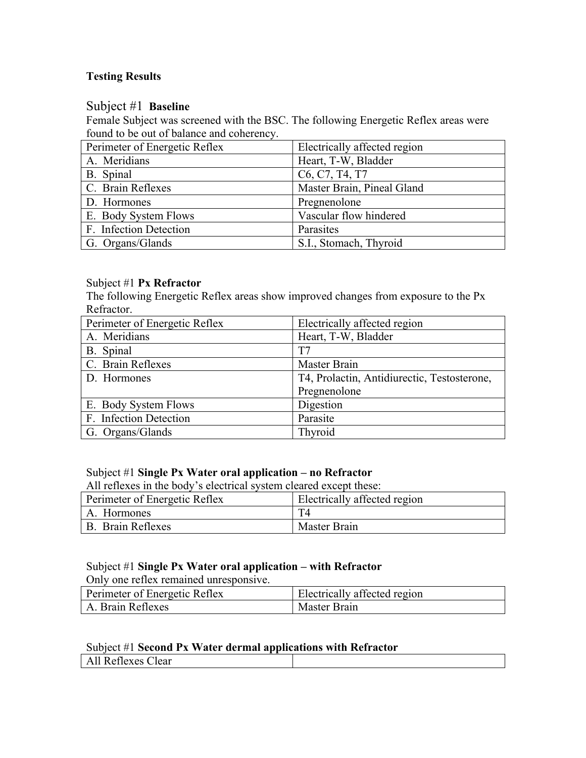**Testing Results**

Subject #1 **Baseline**

Female Subject was screened with the BSC. The following Energetic Reflex areas were found to be out of balance and coherency.

| Perimeter of Energetic Reflex | Electrically affected region |
|---|---|
| A. Meridians | Heart, T-W, Bladder |
| B. Spinal | C6, C7, T4, T7 |
| C. Brain Reflexes | Master Brain, Pineal Gland |
| D. Hormones | Pregnenolone |
| E. Body System Flows | Vascular flow hindered |
| F. Infection Detection | Parasites |
| G. Organs/Glands | S.I., Stomach, Thyroid |

Subject #1 **Px Refractor**

The following Energetic Reflex areas show improved changes from exposure to the Px Refractor.

| Perimeter of Energetic Reflex | Electrically affected region |
|---|---|
| A. Meridians | Heart, T-W, Bladder |
| B. Spinal | T7 |
| C. Brain Reflexes | Master Brain |
| D. Hormones | T4, Prolactin, Antidiurectic, Testosterone, Pregnenolone |
| E. Body System Flows | Digestion |
| F. Infection Detection | Parasite |
| G. Organs/Glands | Thyroid |

Subject #1 **Single Px Water oral application – no Refractor**

All reflexes in the body's electrical system cleared except these:

| Perimeter of Energetic Reflex | Electrically affected region |
|---|---|
| A. Hormones | T4 |
| B. Brain Reflexes | Master Brain |

Subject #1 **Single Px Water oral application – with Refractor**

Only one reflex remained unresponsive.

| Perimeter of Energetic Reflex | Electrically affected region |
|---|---|
| A. Brain Reflexes | Master Brain |

Subject #1 **Second Px Water dermal applications with Refractor**

| All Reflexes Clear | |
|---|---|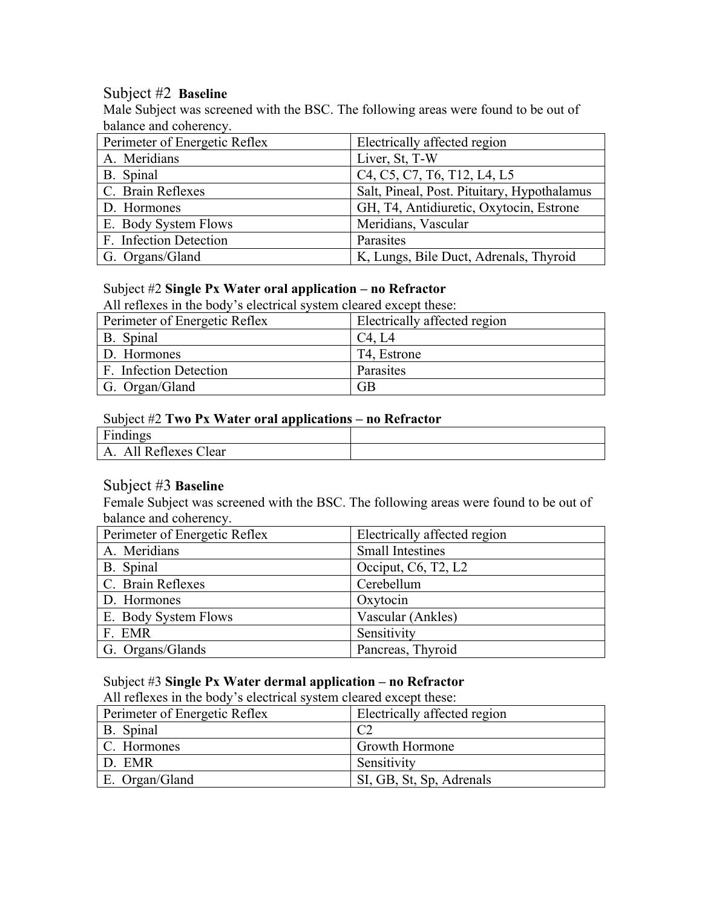## Subject #2 **Baseline**

Male Subject was screened with the BSC. The following areas were found to be out of balance and coherency.

| Perimeter of Energetic Reflex | Electrically affected region |
|---|---|
| A. Meridians | Liver, St, T-W |
| B. Spinal | C4, C5, C7, T6, T12, L4, L5 |
| C. Brain Reflexes | Salt, Pineal, Post. Pituitary, Hypothalamus |
| D. Hormones | GH, T4, Antidiuretic, Oxytocin, Estrone |
| E. Body System Flows | Meridians, Vascular |
| F. Infection Detection | Parasites |
| G. Organs/Gland | K, Lungs, Bile Duct, Adrenals, Thyroid |

Subject #2 **Single Px Water oral application – no Refractor**

All reflexes in the body's electrical system cleared except these:

| Perimeter of Energetic Reflex | Electrically affected region |
|---|---|
| B. Spinal | C4, L4 |
| D. Hormones | T4, Estrone |
| F. Infection Detection | Parasites |
| G. Organ/Gland | GB |

Subject #2 **Two Px Water oral applications – no Refractor**

| Findings | |
|---|---|
| A. All Reflexes Clear | |

## Subject #3 **Baseline**

Female Subject was screened with the BSC. The following areas were found to be out of balance and coherency.

| Perimeter of Energetic Reflex | Electrically affected region |
|---|---|
| A. Meridians | Small Intestines |
| B. Spinal | Occiput, C6, T2, L2 |
| C. Brain Reflexes | Cerebellum |
| D. Hormones | Oxytocin |
| E. Body System Flows | Vascular (Ankles) |
| F. EMR | Sensitivity |
| G. Organs/Glands | Pancreas, Thyroid |

Subject #3 **Single Px Water dermal application – no Refractor**

All reflexes in the body's electrical system cleared except these:

| Perimeter of Energetic Reflex | Electrically affected region |
|---|---|
| B. Spinal | C2 |
| C. Hormones | Growth Hormone |
| D. EMR | Sensitivity |
| E. Organ/Gland | SI, GB, St, Sp, Adrenals |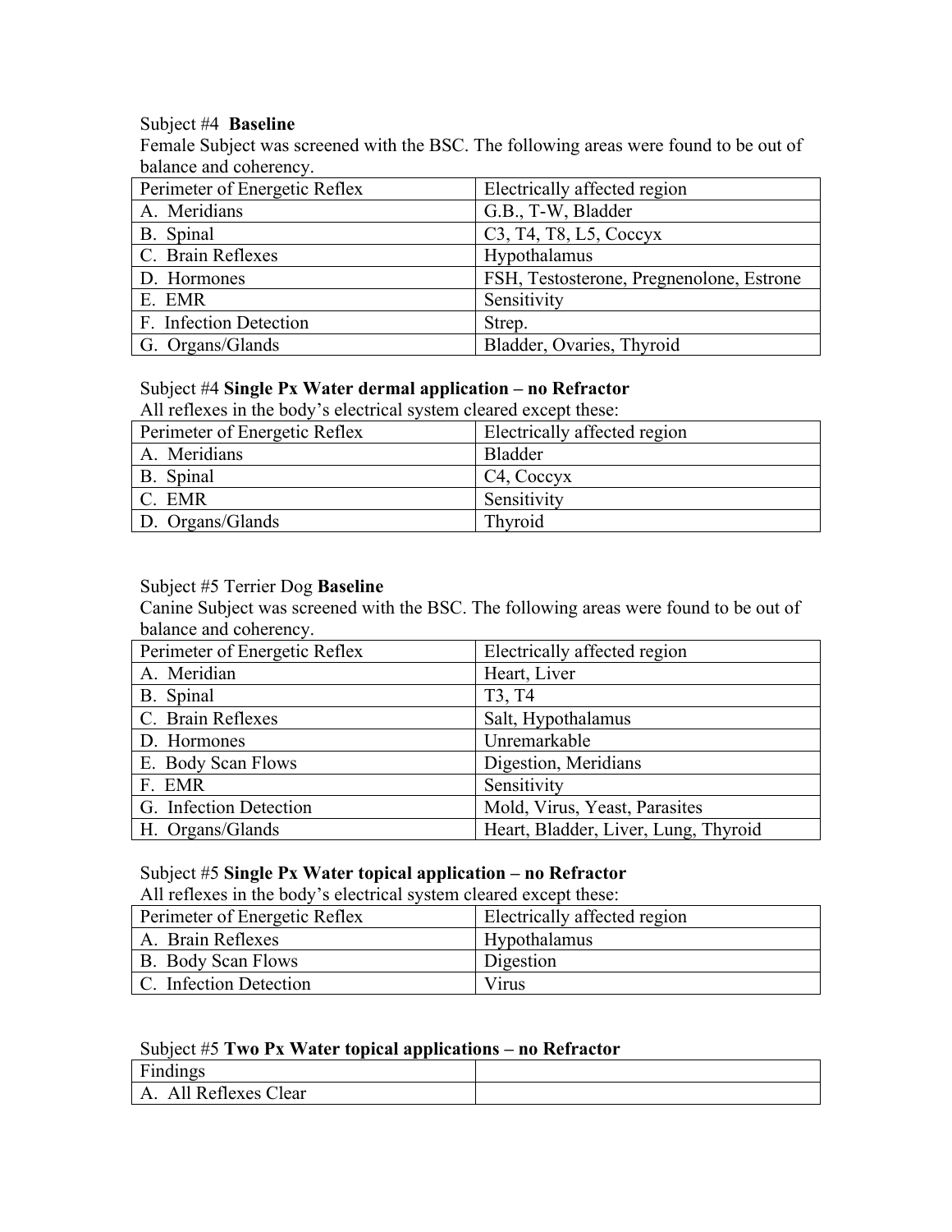Subject #4 **Baseline**

Female Subject was screened with the BSC. The following areas were found to be out of balance and coherency.

| Perimeter of Energetic Reflex | Electrically affected region |
|---|---|
| A. Meridians | G.B., T-W, Bladder |
| B. Spinal | C3, T4, T8, L5, Coccyx |
| C. Brain Reflexes | Hypothalamus |
| D. Hormones | FSH, Testosterone, Pregnenolone, Estrone |
| E. EMR | Sensitivity |
| F. Infection Detection | Strep. |
| G. Organs/Glands | Bladder, Ovaries, Thyroid |

Subject #4 **Single Px Water dermal application – no Refractor**

All reflexes in the body's electrical system cleared except these:

| Perimeter of Energetic Reflex | Electrically affected region |
|---|---|
| A. Meridians | Bladder |
| B. Spinal | C4, Coccyx |
| C. EMR | Sensitivity |
| D. Organs/Glands | Thyroid |

Subject #5 Terrier Dog **Baseline**

Canine Subject was screened with the BSC. The following areas were found to be out of balance and coherency.

| Perimeter of Energetic Reflex | Electrically affected region |
|---|---|
| A. Meridian | Heart, Liver |
| B. Spinal | T3, T4 |
| C. Brain Reflexes | Salt, Hypothalamus |
| D. Hormones | Unremarkable |
| E. Body Scan Flows | Digestion, Meridians |
| F. EMR | Sensitivity |
| G. Infection Detection | Mold, Virus, Yeast, Parasites |
| H. Organs/Glands | Heart, Bladder, Liver, Lung, Thyroid |

Subject #5 **Single Px Water topical application – no Refractor**

All reflexes in the body's electrical system cleared except these:

| Perimeter of Energetic Reflex | Electrically affected region |
|---|---|
| A. Brain Reflexes | Hypothalamus |
| B. Body Scan Flows | Digestion |
| C. Infection Detection | Virus |

Subject #5 **Two Px Water topical applications – no Refractor**

| Findings | |
|---|---|
| A. All Reflexes Clear | |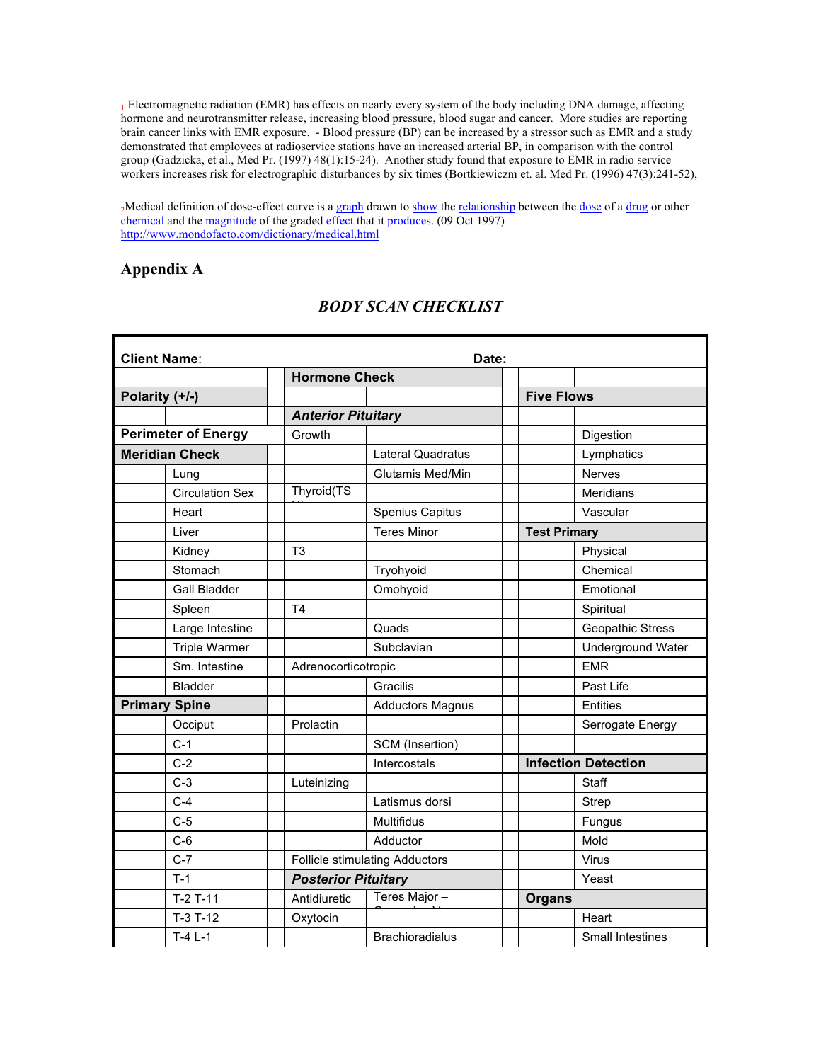[1] Electromagnetic radiation (EMR) has effects on nearly every system of the body including DNA damage, affecting hormone and neurotransmitter release, increasing blood pressure, blood sugar and cancer. More studies are reporting brain cancer links with EMR exposure. - Blood pressure (BP) can be increased by a stressor such as EMR and a study demonstrated that employees at radioservice stations have an increased arterial BP, in comparison with the control group (Gadzicka, et al., Med Pr. (1997) 48(1):15-24). Another study found that exposure to EMR in radio service workers increases risk for electrographic disturbances by six times (Bortkiewiczm et. al. Med Pr. (1996) 47(3):241-52),

[2] Medical definition of dose-effect curve is a graph drawn to show the relationship between the dose of a drug or other chemical and the magnitude of the graded effect that it produces. (09 Oct 1997) http://www.mondofacto.com/dictionary/medical.html

## Appendix A

### *BODY SCAN CHECKLIST*

| **Client Name**: | | | **Date:** | | | | |
|---|---|---|---|---|---|---|---|
| | | | **Hormone Check** | | | | |
| **Polarity (+/-)** | | | | | | **Five Flows** | |
| | | | ***Anterior Pituitary*** | | | | |
| **Perimeter of Energy** | | | Growth | | | | Digestion |
| **Meridian Check** | | | | Lateral Quadratus | | | Lymphatics |
| | Lung | | | Glutamis Med/Min | | | Nerves |
| | Circulation Sex | | Thyroid(TSH) | | | | Meridians |
| | Heart | | | Spenius Capitus | | | Vascular |
| | Liver | | | Teres Minor | | **Test Primary** | |
| | Kidney | | T3 | | | | Physical |
| | Stomach | | | Tryohyoid | | | Chemical |
| | Gall Bladder | | | Omohyoid | | | Emotional |
| | Spleen | | T4 | | | | Spiritual |
| | Large Intestine | | | Quads | | | Geopathic Stress |
| | Triple Warmer | | | Subclavian | | | Underground Water |
| | Sm. Intestine | | Adrenocorticotropic | | | | EMR |
| | Bladder | | | Gracilis | | | Past Life |
| **Primary Spine** | | | | Adductors Magnus | | | Entities |
| | Occiput | | Prolactin | | | | Serrogate Energy |
| | C-1 | | | SCM (Insertion) | | | |
| | C-2 | | | Intercostals | | **Infection Detection** | |
| | C-3 | | Luteinizing | | | | Staff |
| | C-4 | | | Latismus dorsi | | | Strep |
| | C-5 | | | Multifidus | | | Fungus |
| | C-6 | | | Adductor | | | Mold |
| | C-7 | | Follicle stimulating Adductors | | | | Virus |
| | T-1 | | ***Posterior Pituitary*** | | | | Yeast |
| | T-2 T-11 | | Antidiuretic | Teres Major – | | **Organs** | |
| | T-3 T-12 | | Oxytocin | | | | Heart |
| | T-4 L-1 | | | Brachioradialus | | | Small Intestines |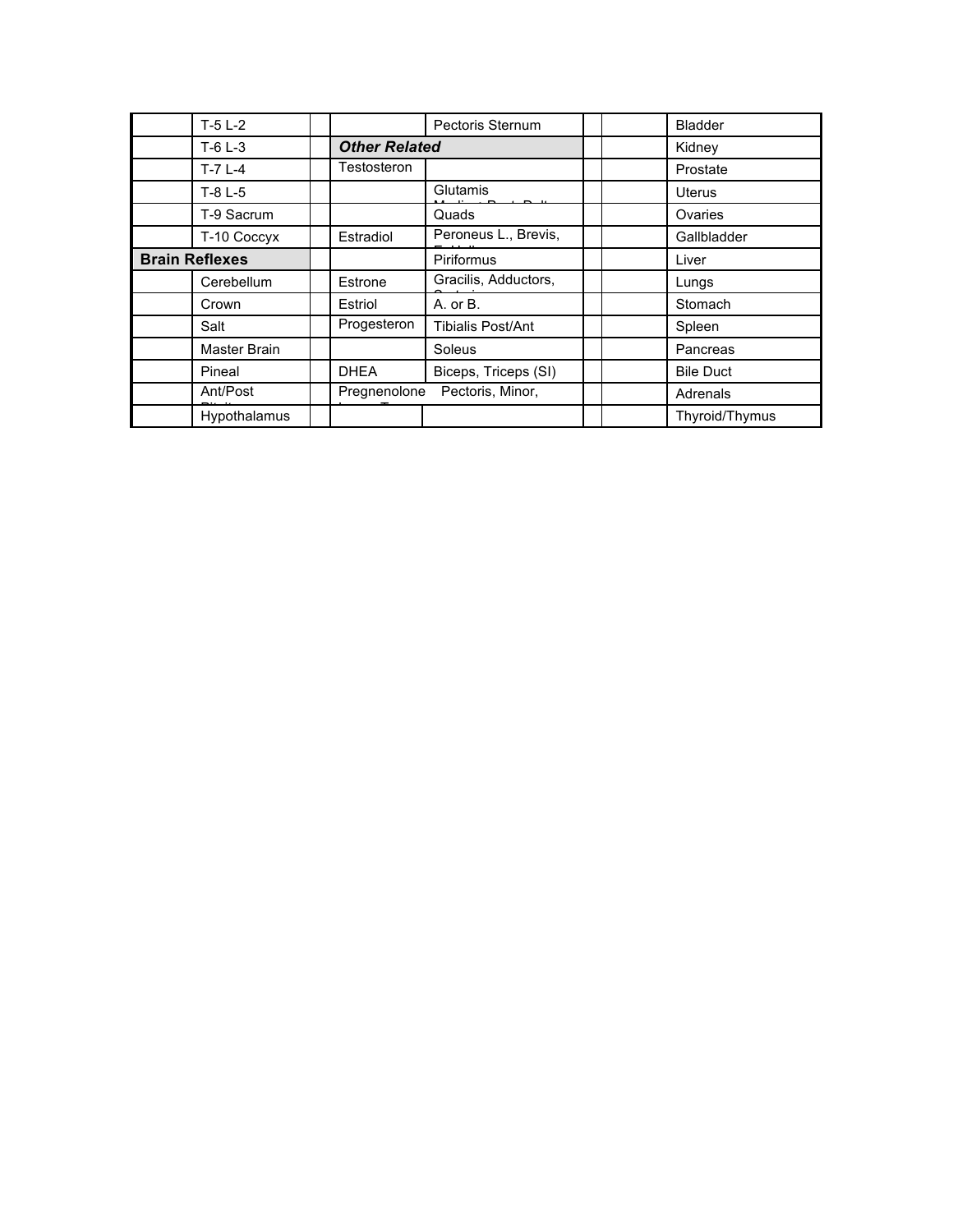| | | | | | | | |
|---|---|---|---|---|---|---|---|
| | T-5 L-2 | | | Pectoris Sternum | | | Bladder |
| | T-6 L-3 | | ***Other Related*** | | | | Kidney |
| | T-7 L-4 | | Testosteron | | | | Prostate |
| | T-8 L-5 | | | Glutamis | | | Uterus |
| | T-9 Sacrum | | | Quads | | | Ovaries |
| | T-10 Coccyx | | Estradiol | Peroneus L., Brevis, | | | Gallbladder |
| **Brain Reflexes** | | | | Piriformus | | | Liver |
| | Cerebellum | | Estrone | Gracilis, Adductors, | | | Lungs |
| | Crown | | Estriol | A. or B. | | | Stomach |
| | Salt | | Progesteron | Tibialis Post/Ant | | | Spleen |
| | Master Brain | | | Soleus | | | Pancreas |
| | Pineal | | DHEA | Biceps, Triceps (SI) | | | Bile Duct |
| | Ant/Post | | Pregnenolone | Pectoris, Minor, | | | Adrenals |
| | Hypothalamus | | | | | | Thyroid/Thymus |